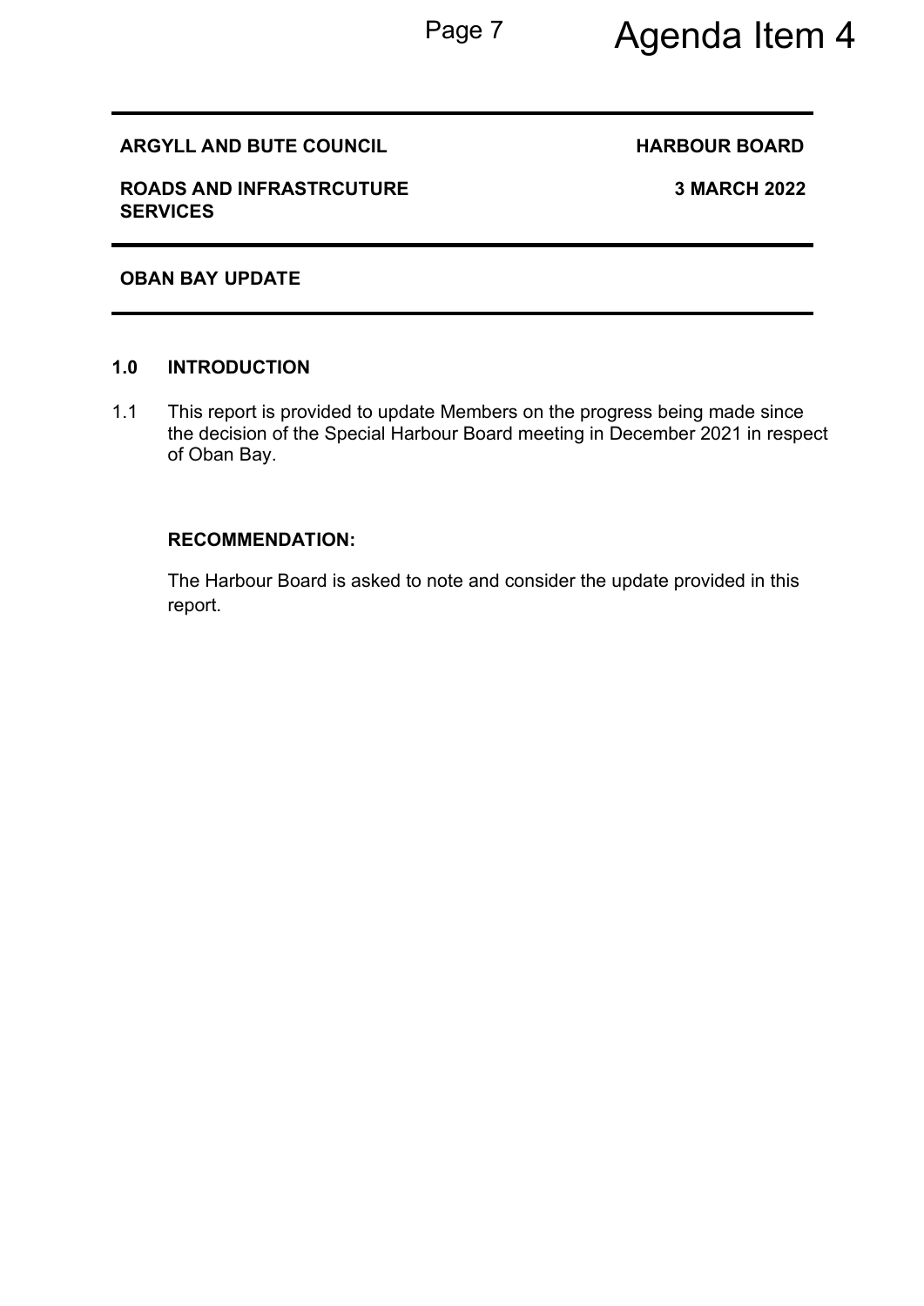Agenda Item 4

| | |
|---|---|
| **ARGYLL AND BUTE COUNCIL** | **HARBOUR BOARD** |
| **ROADS AND INFRASTRCUTURE SERVICES** | **3 MARCH 2022** |

**OBAN BAY UPDATE**

## 1.0 INTRODUCTION

1.1 This report is provided to update Members on the progress being made since the decision of the Special Harbour Board meeting in December 2021 in respect of Oban Bay.

**RECOMMENDATION:**

The Harbour Board is asked to note and consider the update provided in this report.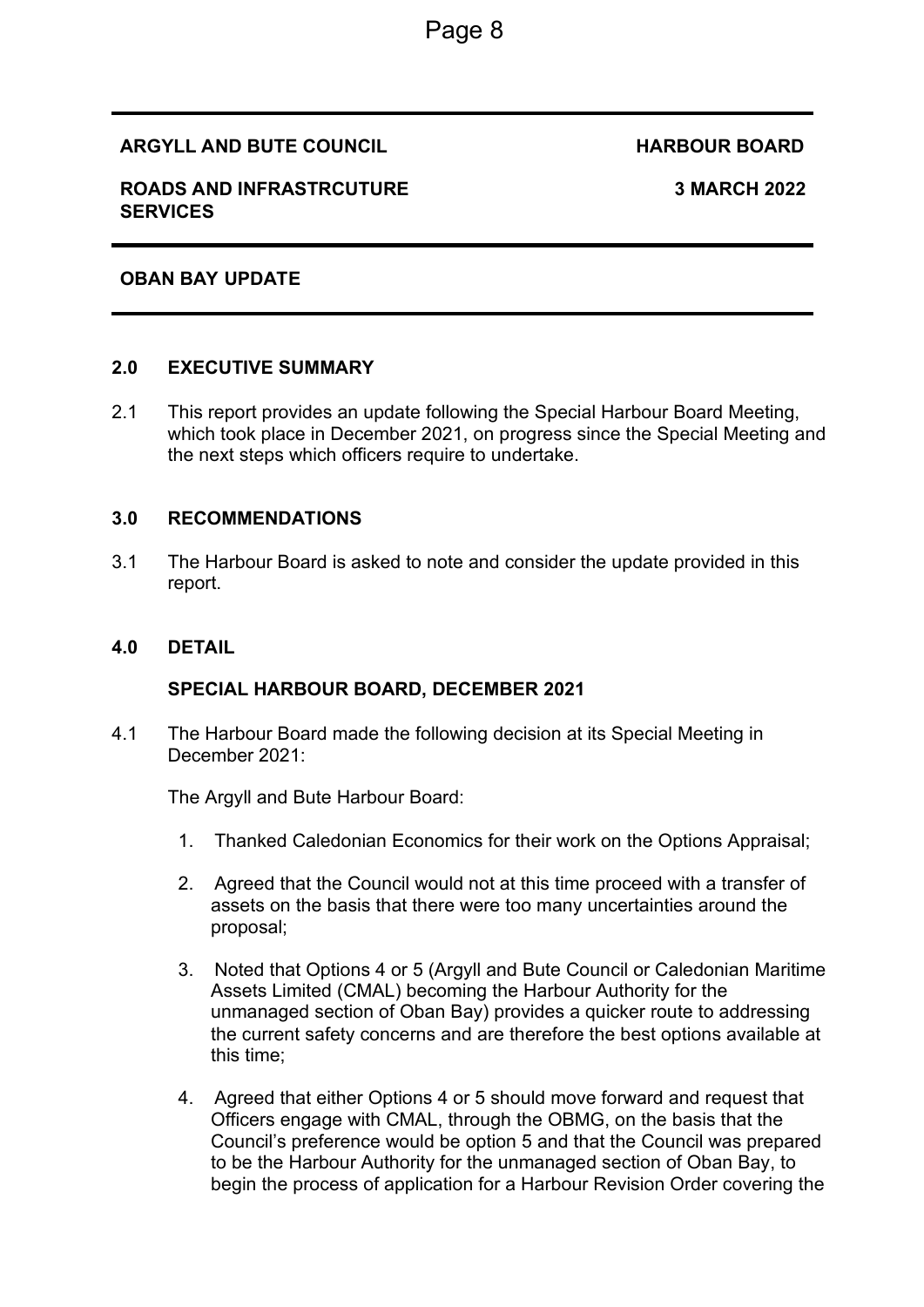**ARGYLL AND BUTE COUNCIL** **HARBOUR BOARD**

**ROADS AND INFRASTRCUTURE SERVICES** **3 MARCH 2022**

---

**OBAN BAY UPDATE**

---

## 2.0 EXECUTIVE SUMMARY

2.1 This report provides an update following the Special Harbour Board Meeting, which took place in December 2021, on progress since the Special Meeting and the next steps which officers require to undertake.

## 3.0 RECOMMENDATIONS

3.1 The Harbour Board is asked to note and consider the update provided in this report.

## 4.0 DETAIL

### SPECIAL HARBOUR BOARD, DECEMBER 2021

4.1 The Harbour Board made the following decision at its Special Meeting in December 2021:

The Argyll and Bute Harbour Board:

1. Thanked Caledonian Economics for their work on the Options Appraisal;
2. Agreed that the Council would not at this time proceed with a transfer of assets on the basis that there were too many uncertainties around the proposal;
3. Noted that Options 4 or 5 (Argyll and Bute Council or Caledonian Maritime Assets Limited (CMAL) becoming the Harbour Authority for the unmanaged section of Oban Bay) provides a quicker route to addressing the current safety concerns and are therefore the best options available at this time;
4. Agreed that either Options 4 or 5 should move forward and request that Officers engage with CMAL, through the OBMG, on the basis that the Council's preference would be option 5 and that the Council was prepared to be the Harbour Authority for the unmanaged section of Oban Bay, to begin the process of application for a Harbour Revision Order covering the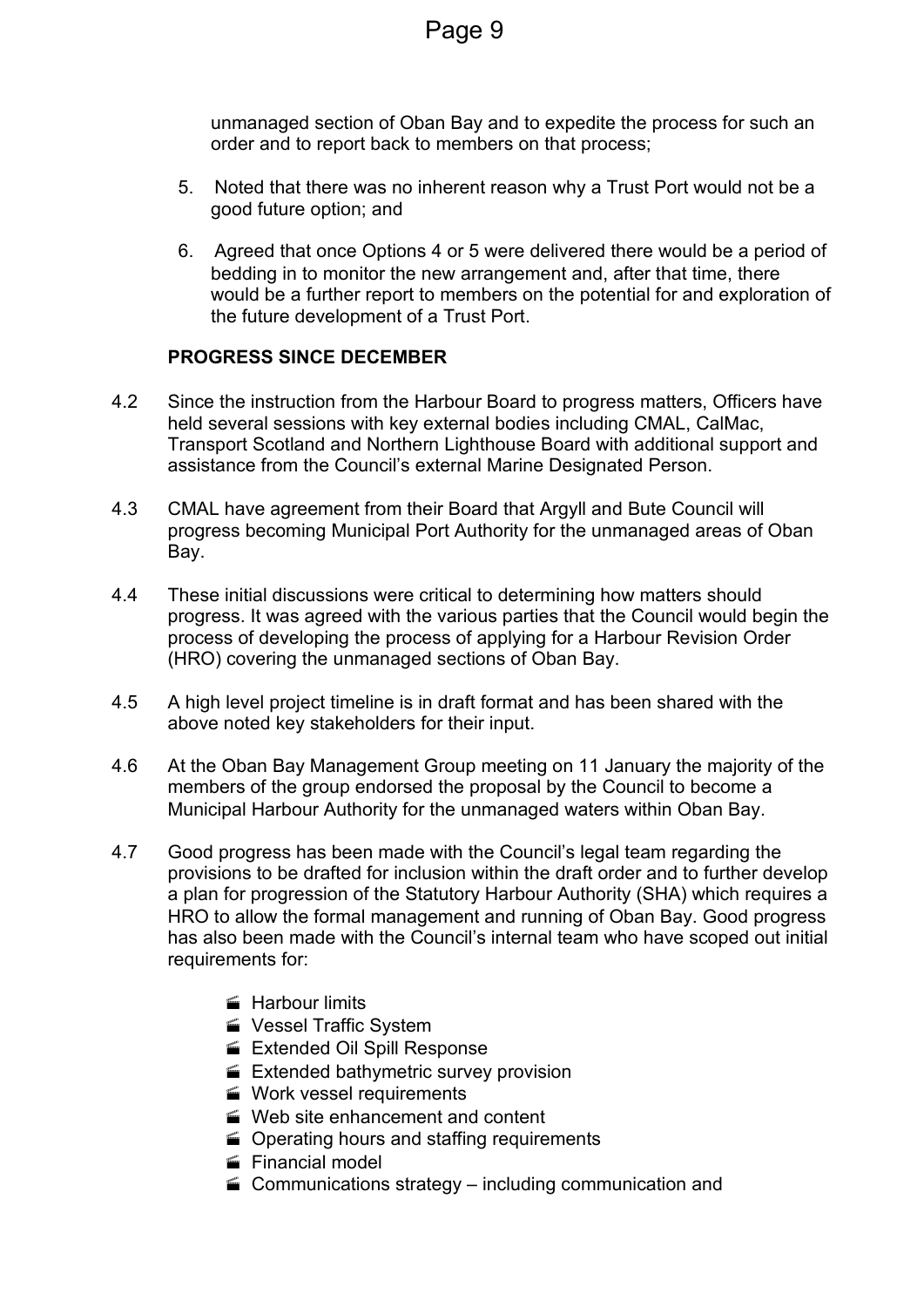unmanaged section of Oban Bay and to expedite the process for such an order and to report back to members on that process;

5. Noted that there was no inherent reason why a Trust Port would not be a good future option; and

6. Agreed that once Options 4 or 5 were delivered there would be a period of bedding in to monitor the new arrangement and, after that time, there would be a further report to members on the potential for and exploration of the future development of a Trust Port.

**PROGRESS SINCE DECEMBER**

4.2 Since the instruction from the Harbour Board to progress matters, Officers have held several sessions with key external bodies including CMAL, CalMac, Transport Scotland and Northern Lighthouse Board with additional support and assistance from the Council's external Marine Designated Person.

4.3 CMAL have agreement from their Board that Argyll and Bute Council will progress becoming Municipal Port Authority for the unmanaged areas of Oban Bay.

4.4 These initial discussions were critical to determining how matters should progress. It was agreed with the various parties that the Council would begin the process of developing the process of applying for a Harbour Revision Order (HRO) covering the unmanaged sections of Oban Bay.

4.5 A high level project timeline is in draft format and has been shared with the above noted key stakeholders for their input.

4.6 At the Oban Bay Management Group meeting on 11 January the majority of the members of the group endorsed the proposal by the Council to become a Municipal Harbour Authority for the unmanaged waters within Oban Bay.

4.7 Good progress has been made with the Council's legal team regarding the provisions to be drafted for inclusion within the draft order and to further develop a plan for progression of the Statutory Harbour Authority (SHA) which requires a HRO to allow the formal management and running of Oban Bay. Good progress has also been made with the Council's internal team who have scoped out initial requirements for:

- Harbour limits
- Vessel Traffic System
- Extended Oil Spill Response
- Extended bathymetric survey provision
- Work vessel requirements
- Web site enhancement and content
- Operating hours and staffing requirements
- Financial model
- Communications strategy – including communication and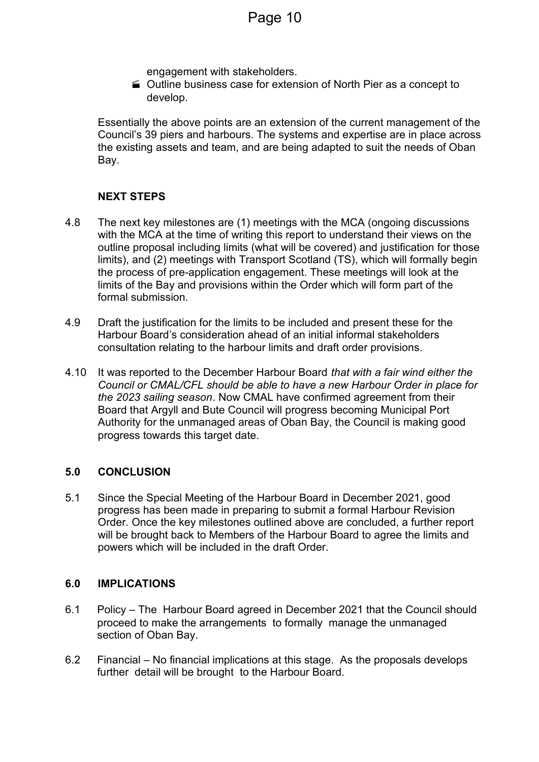engagement with stakeholders.

- Outline business case for extension of North Pier as a concept to develop.

Essentially the above points are an extension of the current management of the Council's 39 piers and harbours. The systems and expertise are in place across the existing assets and team, and are being adapted to suit the needs of Oban Bay.

**NEXT STEPS**

4.8 The next key milestones are (1) meetings with the MCA (ongoing discussions with the MCA at the time of writing this report to understand their views on the outline proposal including limits (what will be covered) and justification for those limits), and (2) meetings with Transport Scotland (TS), which will formally begin the process of pre-application engagement. These meetings will look at the limits of the Bay and provisions within the Order which will form part of the formal submission.

4.9 Draft the justification for the limits to be included and present these for the Harbour Board's consideration ahead of an initial informal stakeholders consultation relating to the harbour limits and draft order provisions.

4.10 It was reported to the December Harbour Board *that with a fair wind either the Council or CMAL/CFL should be able to have a new Harbour Order in place for the 2023 sailing season*. Now CMAL have confirmed agreement from their Board that Argyll and Bute Council will progress becoming Municipal Port Authority for the unmanaged areas of Oban Bay, the Council is making good progress towards this target date.

## 5.0 CONCLUSION

5.1 Since the Special Meeting of the Harbour Board in December 2021, good progress has been made in preparing to submit a formal Harbour Revision Order. Once the key milestones outlined above are concluded, a further report will be brought back to Members of the Harbour Board to agree the limits and powers which will be included in the draft Order.

## 6.0 IMPLICATIONS

6.1 Policy – The Harbour Board agreed in December 2021 that the Council should proceed to make the arrangements to formally manage the unmanaged section of Oban Bay.

6.2 Financial – No financial implications at this stage. As the proposals develops further detail will be brought to the Harbour Board.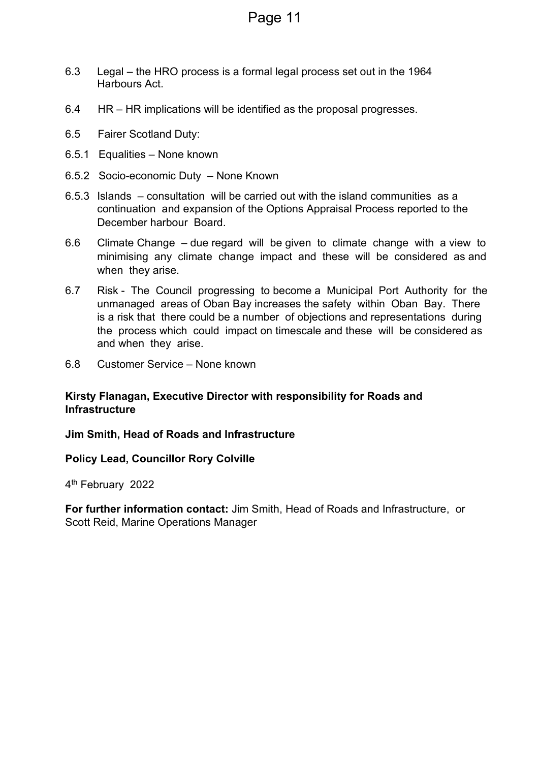6.3 Legal – the HRO process is a formal legal process set out in the 1964 Harbours Act.

6.4 HR – HR implications will be identified as the proposal progresses.

6.5 Fairer Scotland Duty:

6.5.1 Equalities – None known

6.5.2 Socio-economic Duty – None Known

6.5.3 Islands – consultation will be carried out with the island communities as a continuation and expansion of the Options Appraisal Process reported to the December harbour Board.

6.6 Climate Change – due regard will be given to climate change with a view to minimising any climate change impact and these will be considered as and when they arise.

6.7 Risk - The Council progressing to become a Municipal Port Authority for the unmanaged areas of Oban Bay increases the safety within Oban Bay. There is a risk that there could be a number of objections and representations during the process which could impact on timescale and these will be considered as and when they arise.

6.8 Customer Service – None known

**Kirsty Flanagan, Executive Director with responsibility for Roads and Infrastructure**

**Jim Smith, Head of Roads and Infrastructure**

**Policy Lead, Councillor Rory Colville**

4th February 2022

**For further information contact:** Jim Smith, Head of Roads and Infrastructure, or Scott Reid, Marine Operations Manager